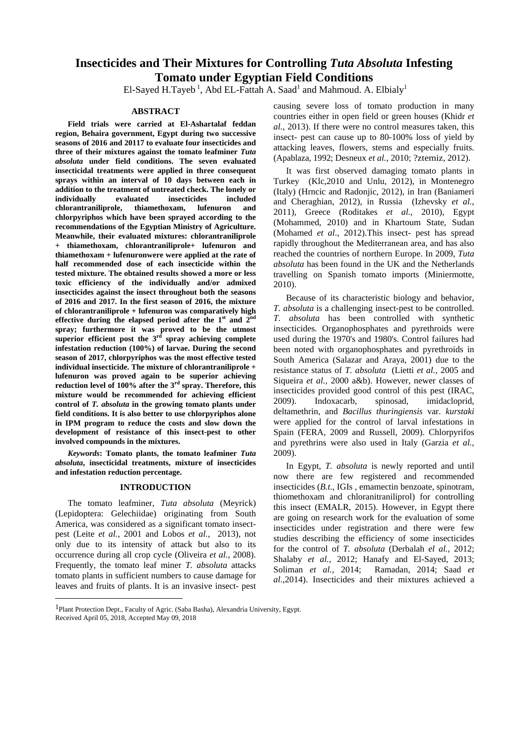# Insecticides and Their Mixtures for Controlling *Tuta Absoluta* Infesting Tomato under Egyptian Field Conditions

El-Sayed H.Tayeb [1], Abd EL-Fattah A. Saad[1] and Mahmoud. A. Elbialy[1]

## ABSTRACT

**Field trials were carried at El-Ashartalaf feddan region, Behaira government, Egypt during two successive seasons of 2016 and 20117 to evaluate four insecticides and three of their mixtures against the tomato leafminer *Tuta absoluta* under field conditions. The seven evaluated insecticidal treatments were applied in three consequent sprays within an interval of 10 days between each in addition to the treatment of untreated check. The lonely or individually evaluated insecticides included chlorantraniliprole, thiamethoxam, lufenuron and chlorpyriphos which have been sprayed according to the recommendations of the Egyptian Ministry of Agriculture. Meanwhile, their evaluated mixtures: chlorantraniliprole + thiamethoxam, chlorantraniliprole+ lufenuron and thiamethoxam + lufenuronwere were applied at the rate of half recommended dose of each insecticide within the tested mixture. The obtained results showed a more or less toxic efficiency of the individually and/or admixed insecticides against the insect throughout both the seasons of 2016 and 2017. In the first season of 2016, the mixture of chlorantraniliprole + lufenuron was comparatively high effective during the elapsed period after the 1$^{st}$ and 2$^{nd}$ spray; furthermore it was proved to be the utmost superior efficient post the 3$^{rd}$ spray achieving complete infestation reduction (100%) of larvae. During the second season of 2017, chlorpyriphos was the most effective tested individual insecticide. The mixture of chlorantraniliprole + lufenuron was proved again to be superior achieving reduction level of 100% after the 3$^{rd}$ spray. Therefore, this mixture would be recommended for achieving efficient control of *T. absoluta* in the growing tomato plants under field conditions. It is also better to use chlorpyriphos alone in IPM program to reduce the costs and slow down the development of resistance of this insect-pest to other involved compounds in the mixtures.**

***Keywords*: Tomato plants, the tomato leafminer *Tuta absoluta*, insecticidal treatments, mixture of insecticides and infestation reduction percentage.**

## INTRODUCTION

The tomato leafminer, *Tuta absoluta* (Meyrick) (Lepidoptera: Gelechiidae) originating from South America, was considered as a significant tomato insect-pest (Leite *et al.*, 2001 and Lobos *et al.*, 2013), not only due to its intensity of attack but also to its occurrence during all crop cycle (Oliveira *et al.*, 2008). Frequently, the tomato leaf miner *T. absoluta* attacks tomato plants in sufficient numbers to cause damage for leaves and fruits of plants. It is an invasive insect- pest causing severe loss of tomato production in many countries either in open field or green houses (Khidr *et al.*, 2013). If there were no control measures taken, this insect- pest can cause up to 80-100% loss of yield by attacking leaves, flowers, stems and especially fruits. (Apablaza, 1992; Desneux *et al.*, 2010; ?ztemiz, 2012).

It was first observed damaging tomato plants in Turkey (Klc,2010 and Unlu, 2012), in Montenegro (Italy) (Hrncic and Radonjic, 2012), in Iran (Baniameri and Cheraghian, 2012), in Russia (Izhevsky *et al.*, 2011), Greece (Roditakes *et al.*, 2010), Egypt (Mohammed, 2010) and in Khartoum State, Sudan (Mohamed *et al*., 2012).This insect- pest has spread rapidly throughout the Mediterranean area, and has also reached the countries of northern Europe. In 2009, *Tuta absoluta* has been found in the UK and the Netherlands travelling on Spanish tomato imports (Miniermotte, 2010).

Because of its characteristic biology and behavior, *T. absoluta* is a challenging insect-pest to be controlled. *T. absoluta* has been controlled with synthetic insecticides. Organophosphates and pyrethroids were used during the 1970's and 1980's. Control failures had been noted with organophosphates and pyrethroids in South America (Salazar and Araya, 2001) due to the resistance status of *T. absoluta* (Lietti *et al.*, 2005 and Siqueira *et al.*, 2000 a&b). However, newer classes of insecticides provided good control of this pest (IRAC, 2009). Indoxacarb, spinosad, imidacloprid, deltamethrin, and *Bacillus thuringiensis* var. *kurstaki* were applied for the control of larval infestations in Spain (FERA, 2009 and Russell, 2009). Chlorpyrifos and pyrethrins were also used in Italy (Garzia *et al.*, 2009).

In Egypt, *T. absoluta* is newly reported and until now there are few registered and recommended insecticides (*B.t*., IGIs , emamectin benzoate, spinotram, thiomethoxam and chloranitraniliprol) for controlling this insect (EMALR, 2015). However, in Egypt there are going on research work for the evaluation of some insecticides under registration and there were few studies describing the efficiency of some insecticides for the control of *T. absoluta* (Derbalah *el al.*, 2012; Shalaby *et al.*, 2012; Hanafy and El-Sayed, 2013; Soliman *et al.*, 2014; Ramadan, 2014; Saad *et al*.,2014). Insecticides and their mixtures achieved a

---

[1]Plant Protection Dept., Faculty of Agric. (Saba Basha), Alexandria University, Egypt.
Received April 05, 2018, Accepted May 09, 2018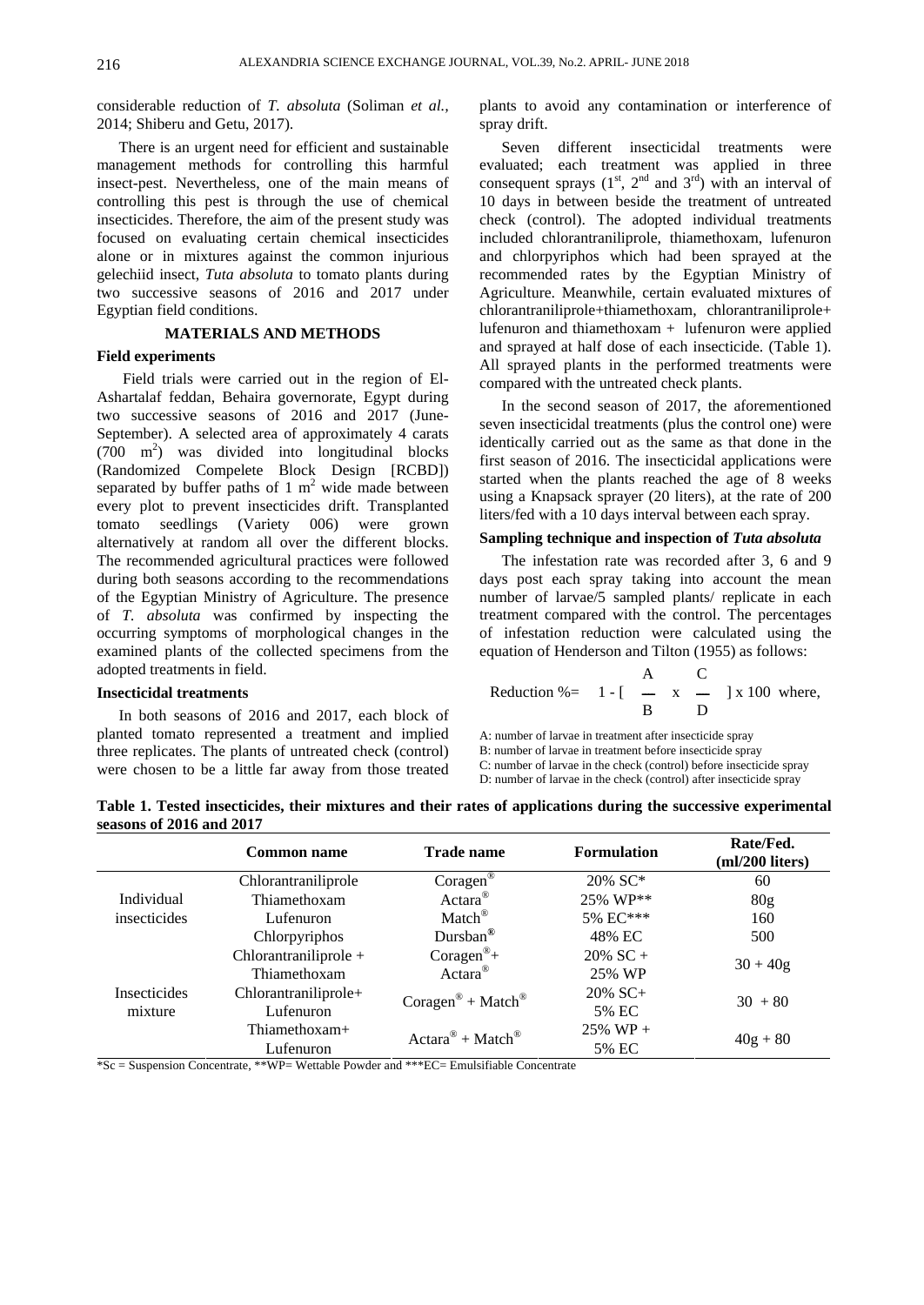considerable reduction of *T. absoluta* (Soliman *et al.*, 2014; Shiberu and Getu, 2017).

There is an urgent need for efficient and sustainable management methods for controlling this harmful insect-pest. Nevertheless, one of the main means of controlling this pest is through the use of chemical insecticides. Therefore, the aim of the present study was focused on evaluating certain chemical insecticides alone or in mixtures against the common injurious gelechiid insect, *Tuta absoluta* to tomato plants during two successive seasons of 2016 and 2017 under Egyptian field conditions.

## MATERIALS AND METHODS

### Field experiments

Field trials were carried out in the region of El-Ashartalaf feddan, Behaira governorate, Egypt during two successive seasons of 2016 and 2017 (June-September). A selected area of approximately 4 carats (700 $m^2$) was divided into longitudinal blocks (Randomized Compelete Block Design [RCBD]) separated by buffer paths of 1 $m^2$ wide made between every plot to prevent insecticides drift. Transplanted tomato seedlings (Variety 006) were grown alternatively at random all over the different blocks. The recommended agricultural practices were followed during both seasons according to the recommendations of the Egyptian Ministry of Agriculture. The presence of *T. absoluta* was confirmed by inspecting the occurring symptoms of morphological changes in the examined plants of the collected specimens from the adopted treatments in field.

### Insecticidal treatments

In both seasons of 2016 and 2017, each block of planted tomato represented a treatment and implied three replicates. The plants of untreated check (control) were chosen to be a little far away from those treated plants to avoid any contamination or interference of spray drift.

Seven different insecticidal treatments were evaluated; each treatment was applied in three consequent sprays ($1^{st}$, $2^{nd}$ and $3^{rd}$) with an interval of 10 days in between beside the treatment of untreated check (control). The adopted individual treatments included chlorantraniliprole, thiamethoxam, lufenuron and chlorpyriphos which had been sprayed at the recommended rates by the Egyptian Ministry of Agriculture. Meanwhile, certain evaluated mixtures of chlorantraniliprole+thiamethoxam, chlorantraniliprole+ lufenuron and thiamethoxam + lufenuron were applied and sprayed at half dose of each insecticide. (Table 1). All sprayed plants in the performed treatments were compared with the untreated check plants.

In the second season of 2017, the aforementioned seven insecticidal treatments (plus the control one) were identically carried out as the same as that done in the first season of 2016. The insecticidal applications were started when the plants reached the age of 8 weeks using a Knapsack sprayer (20 liters), at the rate of 200 liters/fed with a 10 days interval between each spray.

### Sampling technique and inspection of *Tuta absoluta*

The infestation rate was recorded after 3, 6 and 9 days post each spray taking into account the mean number of larvae/5 sampled plants/ replicate in each treatment compared with the control. The percentages of infestation reduction were calculated using the equation of Henderson and Tilton (1955) as follows:

$$\text{Reduction \%} = 1 - \left[ \frac{A}{B} \times \frac{C}{D} \right] \times 100 \quad \text{where,}$$

A: number of larvae in treatment after insecticide spray
B: number of larvae in treatment before insecticide spray
C: number of larvae in the check (control) before insecticide spray
D: number of larvae in the check (control) after insecticide spray

**Table 1. Tested insecticides, their mixtures and their rates of applications during the successive experimental seasons of 2016 and 2017**

| | Common name | Trade name | Formulation | Rate/Fed. (ml/200 liters) |
|---|---|---|---|---|
| Individual insecticides | Chlorantraniliprole | Coragen® | 20% SC* | 60 |
| | Thiamethoxam | Actara® | 25% WP** | 80g |
| | Lufenuron | Match® | 5% EC*** | 160 |
| | Chlorpyriphos | Dursban® | 48% EC | 500 |
| Insecticides mixture | Chlorantraniliprole + Thiamethoxam | Coragen®+ Actara® | 20% SC + 25% WP | 30 + 40g |
| | Chlorantraniliprole+ Lufenuron | Coragen® + Match® | 20% SC+ 5% EC | 30 + 80 |
| | Thiamethoxam+ Lufenuron | Actara® + Match® | 25% WP + 5% EC | 40g + 80 |

*Sc = Suspension Concentrate, **WP= Wettable Powder and ***EC= Emulsifiable Concentrate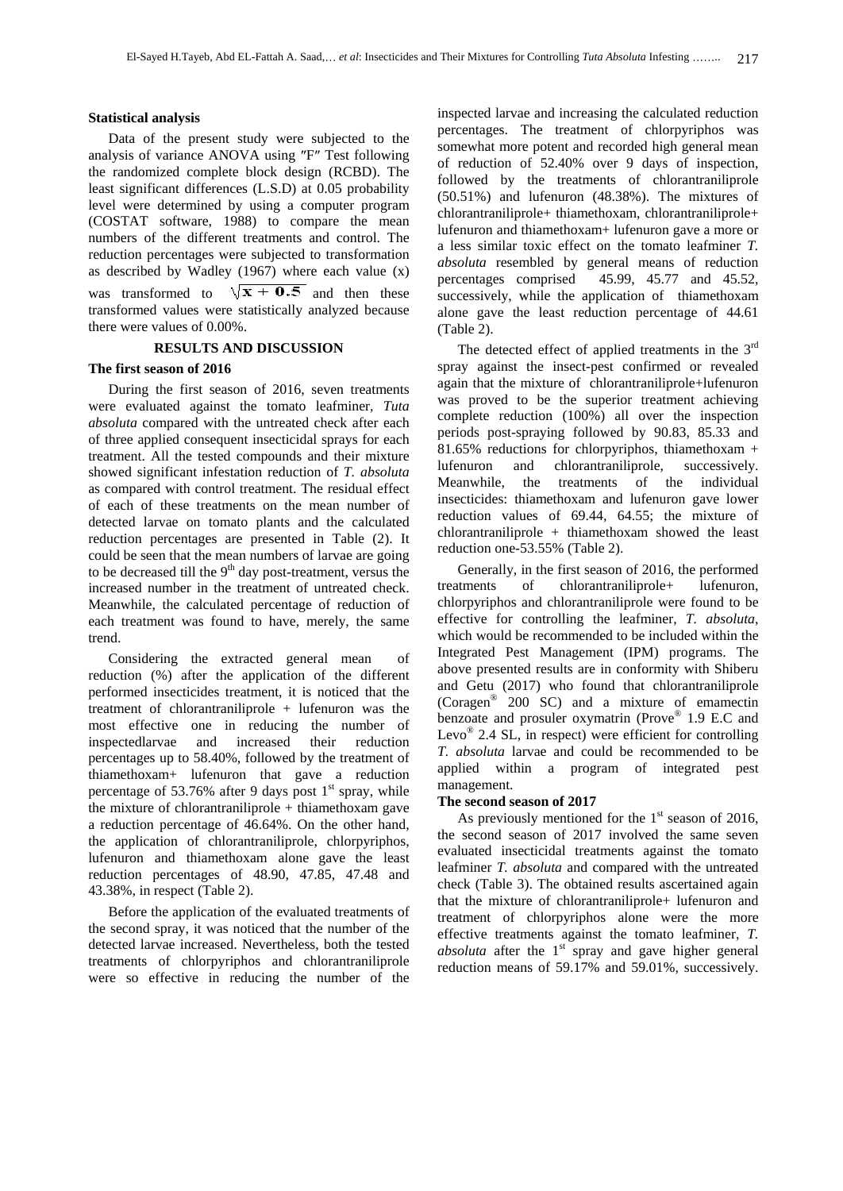**Statistical analysis**

Data of the present study were subjected to the analysis of variance ANOVA using ″F″ Test following the randomized complete block design (RCBD). The least significant differences (L.S.D) at 0.05 probability level were determined by using a computer program (COSTAT software, 1988) to compare the mean numbers of the different treatments and control. The reduction percentages were subjected to transformation as described by Wadley (1967) where each value (x) was transformed to $\sqrt{x + 0.5}$ and then these transformed values were statistically analyzed because there were values of 0.00%.

## RESULTS AND DISCUSSION

### The first season of 2016

During the first season of 2016, seven treatments were evaluated against the tomato leafminer, *Tuta absoluta* compared with the untreated check after each of three applied consequent insecticidal sprays for each treatment. All the tested compounds and their mixture showed significant infestation reduction of *T. absoluta* as compared with control treatment. The residual effect of each of these treatments on the mean number of detected larvae on tomato plants and the calculated reduction percentages are presented in Table (2). It could be seen that the mean numbers of larvae are going to be decreased till the 9th day post-treatment, versus the increased number in the treatment of untreated check. Meanwhile, the calculated percentage of reduction of each treatment was found to have, merely, the same trend.

Considering the extracted general mean of reduction (%) after the application of the different performed insecticides treatment, it is noticed that the treatment of chlorantraniliprole + lufenuron was the most effective one in reducing the number of inspectedlarvae and increased their reduction percentages up to 58.40%, followed by the treatment of thiamethoxam+ lufenuron that gave a reduction percentage of 53.76% after 9 days post 1st spray, while the mixture of chlorantraniliprole + thiamethoxam gave a reduction percentage of 46.64%. On the other hand, the application of chlorantraniliprole, chlorpyriphos, lufenuron and thiamethoxam alone gave the least reduction percentages of 48.90, 47.85, 47.48 and 43.38%, in respect (Table 2).

Before the application of the evaluated treatments of the second spray, it was noticed that the number of the detected larvae increased. Nevertheless, both the tested treatments of chlorpyriphos and chlorantraniliprole were so effective in reducing the number of the inspected larvae and increasing the calculated reduction percentages. The treatment of chlorpyriphos was somewhat more potent and recorded high general mean of reduction of 52.40% over 9 days of inspection, followed by the treatments of chlorantraniliprole (50.51%) and lufenuron (48.38%). The mixtures of chlorantraniliprole+ thiamethoxam, chlorantraniliprole+ lufenuron and thiamethoxam+ lufenuron gave a more or a less similar toxic effect on the tomato leafminer *T. absoluta* resembled by general means of reduction percentages comprised 45.99, 45.77 and 45.52, successively, while the application of thiamethoxam alone gave the least reduction percentage of 44.61 (Table 2).

The detected effect of applied treatments in the 3rd spray against the insect-pest confirmed or revealed again that the mixture of chlorantraniliprole+lufenuron was proved to be the superior treatment achieving complete reduction (100%) all over the inspection periods post-spraying followed by 90.83, 85.33 and 81.65% reductions for chlorpyriphos, thiamethoxam + lufenuron and chlorantraniliprole, successively. Meanwhile, the treatments of the individual insecticides: thiamethoxam and lufenuron gave lower reduction values of 69.44, 64.55; the mixture of chlorantraniliprole + thiamethoxam showed the least reduction one-53.55% (Table 2).

Generally, in the first season of 2016, the performed treatments of chlorantraniliprole+ lufenuron, chlorpyriphos and chlorantraniliprole were found to be effective for controlling the leafminer, *T. absoluta*, which would be recommended to be included within the Integrated Pest Management (IPM) programs. The above presented results are in conformity with Shiberu and Getu (2017) who found that chlorantraniliprole (Coragen® 200 SC) and a mixture of emamectin benzoate and prosuler oxymatrin (Prove® 1.9 E.C and Levo® 2.4 SL, in respect) were efficient for controlling *T. absoluta* larvae and could be recommended to be applied within a program of integrated pest management.

### The second season of 2017

As previously mentioned for the 1st season of 2016, the second season of 2017 involved the same seven evaluated insecticidal treatments against the tomato leafminer *T. absoluta* and compared with the untreated check (Table 3). The obtained results ascertained again that the mixture of chlorantraniliprole+ lufenuron and treatment of chlorpyriphos alone were the more effective treatments against the tomato leafminer, *T. absoluta* after the 1st spray and gave higher general reduction means of 59.17% and 59.01%, successively.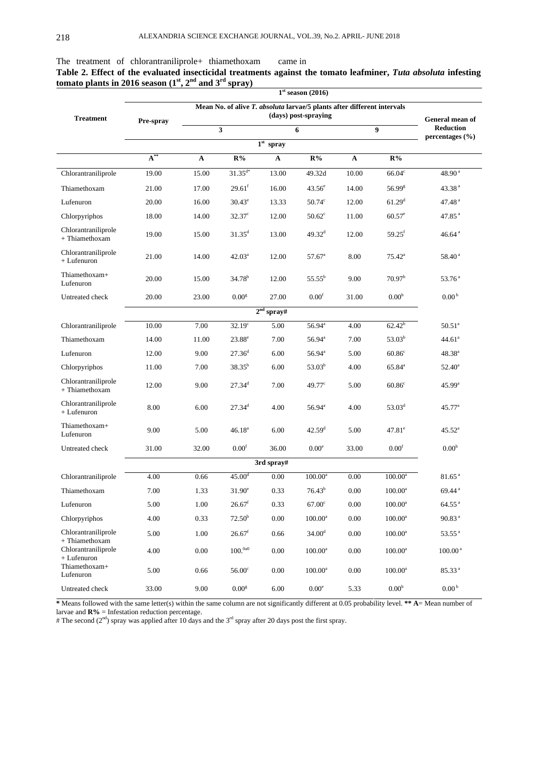The treatment of chlorantraniliprole+ thiamethoxam came in

**Table 2. Effect of the evaluated insecticidal treatments against the tomato leafminer, *Tuta absoluta* infesting tomato plants in 2016 season (1st, 2nd and 3rd spray)**

| Treatment | 1st season (2016) | | | | | | | |
|---|---|---|---|---|---|---|---|---|
| | Pre-spray | Mean No. of alive *T. absoluta* larvae/5 plants after different intervals (days) post-spraying | | | | | | General mean of Reduction percentages (%) |
| | | 3 | | 6 | | 9 | | |
| | 1st spray | | | | | | | |
| | A** | A | R% | A | R% | A | R% | |
| Chlorantraniliprole | 19.00 | 15.00 | 31.35d* | 13.00 | 49.32d | 10.00 | 66.04c | 48.90a |
| Thiamethoxam | 21.00 | 17.00 | 29.61f | 16.00 | 43.56e | 14.00 | 56.99g | 43.38a |
| Lufenuron | 20.00 | 16.00 | 30.43e | 13.33 | 50.74c | 12.00 | 61.29d | 47.48a |
| Chlorpyriphos | 18.00 | 14.00 | 32.37c | 12.00 | 50.62c | 11.00 | 60.57e | 47.85a |
| Chlorantraniliprole + Thiamethoxam | 19.00 | 15.00 | 31.35d | 13.00 | 49.32d | 12.00 | 59.25f | 46.64a |
| Chlorantraniliprole + Lufenuron | 21.00 | 14.00 | 42.03a | 12.00 | 57.67a | 8.00 | 75.42a | 58.40a |
| Thiamethoxam+ Lufenuron | 20.00 | 15.00 | 34.78b | 12.00 | 55.55b | 9.00 | 70.97b | 53.76a |
| Untreated check | 20.00 | 23.00 | 0.00g | 27.00 | 0.00f | 31.00 | 0.00h | 0.00b |
| | 2nd spray# | | | | | | | |
| Chlorantraniliprole | 10.00 | 7.00 | 32.19c | 5.00 | 56.94a | 4.00 | 62.42b | 50.51a |
| Thiamethoxam | 14.00 | 11.00 | 23.88e | 7.00 | 56.94a | 7.00 | 53.03b | 44.61a |
| Lufenuron | 12.00 | 9.00 | 27.36d | 6.00 | 56.94a | 5.00 | 60.86c | 48.38a |
| Chlorpyriphos | 11.00 | 7.00 | 38.35b | 6.00 | 53.03b | 4.00 | 65.84a | 52.40a |
| Chlorantraniliprole + Thiamethoxam | 12.00 | 9.00 | 27.34d | 7.00 | 49.77c | 5.00 | 60.86c | 45.99a |
| Chlorantraniliprole + Lufenuron | 8.00 | 6.00 | 27.34d | 4.00 | 56.94a | 4.00 | 53.03d | 45.77a |
| Thiamethoxam+ Lufenuron | 9.00 | 5.00 | 46.18a | 6.00 | 42.59d | 5.00 | 47.81e | 45.52a |
| Untreated check | 31.00 | 32.00 | 0.00f | 36.00 | 0.00e | 33.00 | 0.00f | 0.00b |
| | 3rd spray# | | | | | | | |
| Chlorantraniliprole | 4.00 | 0.66 | 45.00d | 0.00 | 100.00a | 0.00 | 100.00a | 81.65a |
| Thiamethoxam | 7.00 | 1.33 | 31.90e | 0.33 | 76.43b | 0.00 | 100.00a | 69.44a |
| Lufenuron | 5.00 | 1.00 | 26.67f | 0.33 | 67.00c | 0.00 | 100.00a | 64.55a |
| Chlorpyriphos | 4.00 | 0.33 | 72.50b | 0.00 | 100.00a | 0.00 | 100.00a | 90.83a |
| Chlorantraniliprole + Thiamethoxam | 5.00 | 1.00 | 26.67f | 0.66 | 34.00d | 0.00 | 100.00a | 53.55a |
| Chlorantraniliprole + Lufenuron | 4.00 | 0.00 | 100.0a0 | 0.00 | 100.00a | 0.00 | 100.00a | 100.00a |
| Thiamethoxam+ Lufenuron | 5.00 | 0.66 | 56.00c | 0.00 | 100.00a | 0.00 | 100.00a | 85.33a |
| Untreated check | 33.00 | 9.00 | 0.00g | 6.00 | 0.00e | 5.33 | 0.00b | 0.00b |

**\*** Means followed with the same letter(s) within the same column are not significantly different at 0.05 probability level. **\*\* A**= Mean number of larvae and **R%** = Infestation reduction percentage.

# The second (2nd) spray was applied after 10 days and the 3rd spray after 20 days post the first spray.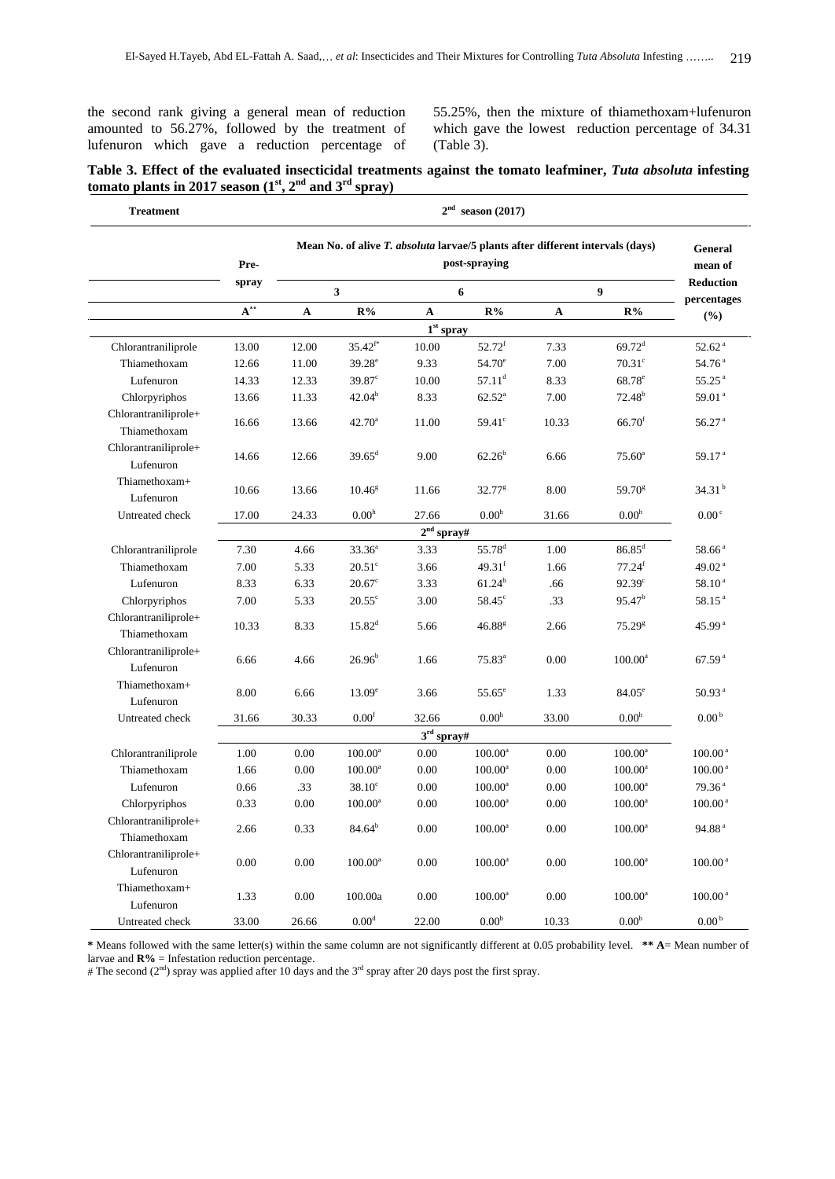the second rank giving a general mean of reduction amounted to 56.27%, followed by the treatment of lufenuron which gave a reduction percentage of 55.25%, then the mixture of thiamethoxam+lufenuron which gave the lowest reduction percentage of 34.31 (Table 3).

**Table 3. Effect of the evaluated insecticidal treatments against the tomato leafminer, *Tuta absoluta* infesting tomato plants in 2017 season ($1^{st}$, $2^{nd}$ and $3^{rd}$ spray)**

| Treatment | 2nd season (2017) | | | | | | | |
|---|---|---|---|---|---|---|---|---|
| | Pre-spray | Mean No. of alive *T. absoluta* larvae/5 plants after different intervals (days) post-spraying | | | | | | General mean of Reduction percentages (%) |
| | | 3 | | 6 | | 9 | | |
| | A** | A | R% | A | R% | A | R% | |
| **1st spray** | | | | | | | | |
| Chlorantraniliprole | 13.00 | 12.00 | 35.42[f*] | 10.00 | 52.72[f] | 7.33 | 69.72[d] | 52.62[a] |
| Thiamethoxam | 12.66 | 11.00 | 39.28[e] | 9.33 | 54.70[e] | 7.00 | 70.31[c] | 54.76[a] |
| Lufenuron | 14.33 | 12.33 | 39.87[c] | 10.00 | 57.11[d] | 8.33 | 68.78[e] | 55.25[a] |
| Chlorpyriphos | 13.66 | 11.33 | 42.04[b] | 8.33 | 62.52[a] | 7.00 | 72.48[b] | 59.01[a] |
| Chlorantraniliprole+ Thiamethoxam | 16.66 | 13.66 | 42.70[a] | 11.00 | 59.41[c] | 10.33 | 66.70[f] | 56.27[a] |
| Chlorantraniliprole+ Lufenuron | 14.66 | 12.66 | 39.65[d] | 9.00 | 62.26[b] | 6.66 | 75.60[a] | 59.17[a] |
| Thiamethoxam+ Lufenuron | 10.66 | 13.66 | 10.46[g] | 11.66 | 32.77[g] | 8.00 | 59.70[g] | 34.31[b] |
| Untreated check | 17.00 | 24.33 | 0.00[h] | 27.66 | 0.00[h] | 31.66 | 0.00[h] | 0.00[c] |
| **2nd spray#** | | | | | | | | |
| Chlorantraniliprole | 7.30 | 4.66 | 33.36[a] | 3.33 | 55.78[d] | 1.00 | 86.85[d] | 58.66[a] |
| Thiamethoxam | 7.00 | 5.33 | 20.51[c] | 3.66 | 49.31[f] | 1.66 | 77.24[f] | 49.02[a] |
| Lufenuron | 8.33 | 6.33 | 20.67[c] | 3.33 | 61.24[b] | .66 | 92.39[c] | 58.10[a] |
| Chlorpyriphos | 7.00 | 5.33 | 20.55[c] | 3.00 | 58.45[c] | .33 | 95.47[b] | 58.15[a] |
| Chlorantraniliprole+ Thiamethoxam | 10.33 | 8.33 | 15.82[d] | 5.66 | 46.88[g] | 2.66 | 75.29[g] | 45.99[a] |
| Chlorantraniliprole+ Lufenuron | 6.66 | 4.66 | 26.96[b] | 1.66 | 75.83[a] | 0.00 | 100.00[a] | 67.59[a] |
| Thiamethoxam+ Lufenuron | 8.00 | 6.66 | 13.09[e] | 3.66 | 55.65[e] | 1.33 | 84.05[e] | 50.93[a] |
| Untreated check | 31.66 | 30.33 | 0.00[f] | 32.66 | 0.00[h] | 33.00 | 0.00[h] | 0.00[b] |
| **3rd spray#** | | | | | | | | |
| Chlorantraniliprole | 1.00 | 0.00 | 100.00[a] | 0.00 | 100.00[a] | 0.00 | 100.00[a] | 100.00[a] |
| Thiamethoxam | 1.66 | 0.00 | 100.00[a] | 0.00 | 100.00[a] | 0.00 | 100.00[a] | 100.00[a] |
| Lufenuron | 0.66 | .33 | 38.10[c] | 0.00 | 100.00[a] | 0.00 | 100.00[a] | 79.36[a] |
| Chlorpyriphos | 0.33 | 0.00 | 100.00[a] | 0.00 | 100.00[a] | 0.00 | 100.00[a] | 100.00[a] |
| Chlorantraniliprole+ Thiamethoxam | 2.66 | 0.33 | 84.64[b] | 0.00 | 100.00[a] | 0.00 | 100.00[a] | 94.88[a] |
| Chlorantraniliprole+ Lufenuron | 0.00 | 0.00 | 100.00[a] | 0.00 | 100.00[a] | 0.00 | 100.00[a] | 100.00[a] |
| Thiamethoxam+ Lufenuron | 1.33 | 0.00 | 100.00a | 0.00 | 100.00[a] | 0.00 | 100.00[a] | 100.00[a] |
| Untreated check | 33.00 | 26.66 | 0.00[d] | 22.00 | 0.00[b] | 10.33 | 0.00[b] | 0.00[b] |

**\*** Means followed with the same letter(s) within the same column are not significantly different at 0.05 probability level. **\*\* A**= Mean number of larvae and **R%** = Infestation reduction percentage.
\# The second ($2^{nd}$) spray was applied after 10 days and the $3^{rd}$ spray after 20 days post the first spray.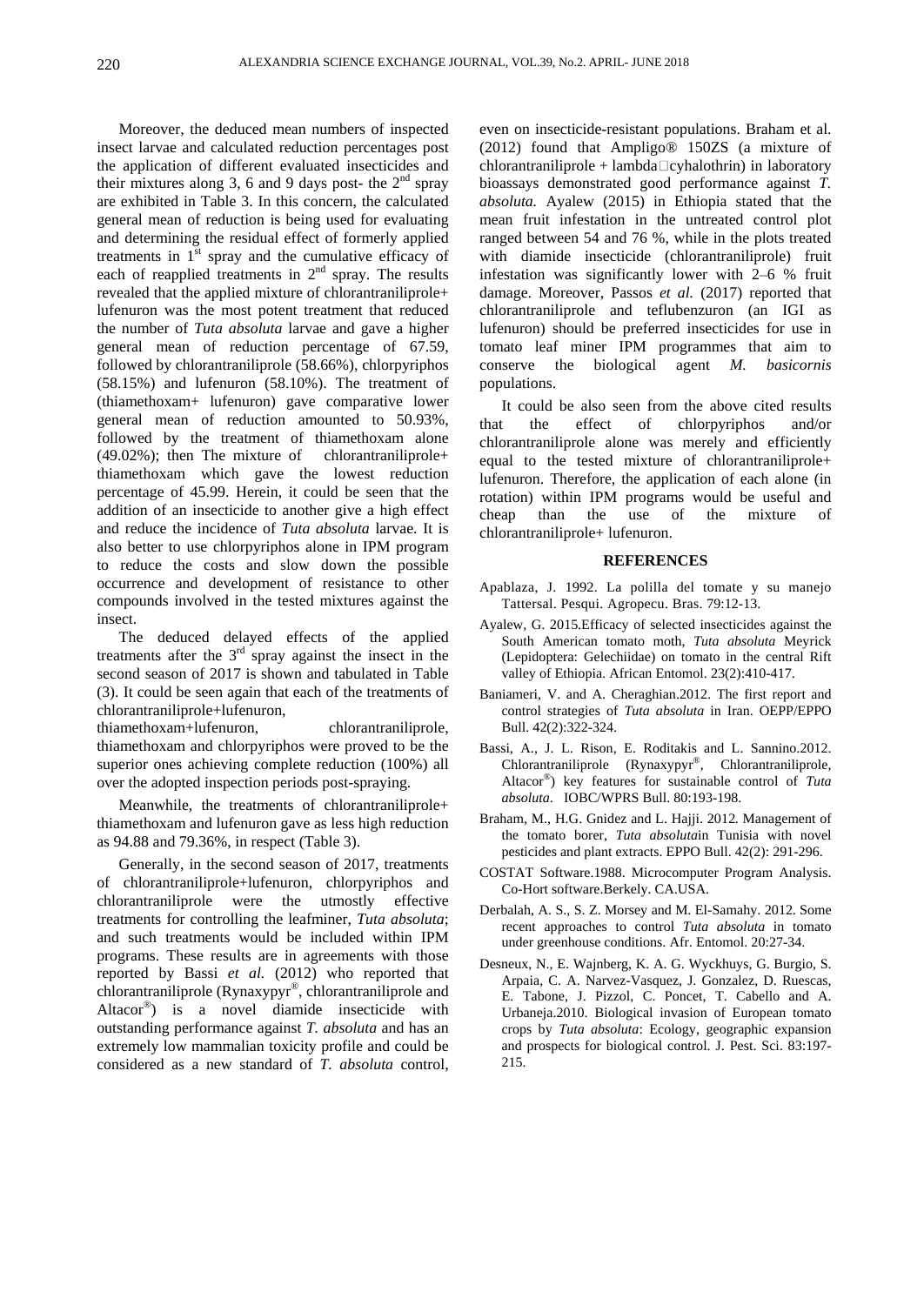Moreover, the deduced mean numbers of inspected insect larvae and calculated reduction percentages post the application of different evaluated insecticides and their mixtures along 3, 6 and 9 days post- the 2nd spray are exhibited in Table 3. In this concern, the calculated general mean of reduction is being used for evaluating and determining the residual effect of formerly applied treatments in 1st spray and the cumulative efficacy of each of reapplied treatments in 2nd spray. The results revealed that the applied mixture of chlorantraniliprole+ lufenuron was the most potent treatment that reduced the number of *Tuta absoluta* larvae and gave a higher general mean of reduction percentage of 67.59, followed by chlorantraniliprole (58.66%), chlorpyriphos (58.15%) and lufenuron (58.10%). The treatment of (thiamethoxam+ lufenuron) gave comparative lower general mean of reduction amounted to 50.93%, followed by the treatment of thiamethoxam alone (49.02%); then The mixture of chlorantraniliprole+ thiamethoxam which gave the lowest reduction percentage of 45.99. Herein, it could be seen that the addition of an insecticide to another give a high effect and reduce the incidence of *Tuta absoluta* larvae. It is also better to use chlorpyriphos alone in IPM program to reduce the costs and slow down the possible occurrence and development of resistance to other compounds involved in the tested mixtures against the insect.

The deduced delayed effects of the applied treatments after the 3rd spray against the insect in the second season of 2017 is shown and tabulated in Table (3). It could be seen again that each of the treatments of chlorantraniliprole+lufenuron, thiamethoxam+lufenuron, chlorantraniliprole, thiamethoxam and chlorpyriphos were proved to be the superior ones achieving complete reduction (100%) all over the adopted inspection periods post-spraying.

Meanwhile, the treatments of chlorantraniliprole+ thiamethoxam and lufenuron gave as less high reduction as 94.88 and 79.36%, in respect (Table 3).

Generally, in the second season of 2017, treatments of chlorantraniliprole+lufenuron, chlorpyriphos and chlorantraniliprole were the utmostly effective treatments for controlling the leafminer, *Tuta absoluta*; and such treatments would be included within IPM programs. These results are in agreements with those reported by Bassi *et al.* (2012) who reported that chlorantraniliprole (Rynaxypyr®, chlorantraniliprole and Altacor®) is a novel diamide insecticide with outstanding performance against *T. absoluta* and has an extremely low mammalian toxicity profile and could be considered as a new standard of *T. absoluta* control, even on insecticide-resistant populations. Braham et al. (2012) found that Ampligo® 150ZS (a mixture of chlorantraniliprole + lambda‑cyhalothrin) in laboratory bioassays demonstrated good performance against *T. absoluta*. Ayalew (2015) in Ethiopia stated that the mean fruit infestation in the untreated control plot ranged between 54 and 76 %, while in the plots treated with diamide insecticide (chlorantraniliprole) fruit infestation was significantly lower with 2–6 % fruit damage. Moreover, Passos *et al.* (2017) reported that chlorantraniliprole and teflubenzuron (an IGI as lufenuron) should be preferred insecticides for use in tomato leaf miner IPM programmes that aim to conserve the biological agent *M. basicornis* populations.

It could be also seen from the above cited results that the effect of chlorpyriphos and/or chlorantraniliprole alone was merely and efficiently equal to the tested mixture of chlorantraniliprole+ lufenuron. Therefore, the application of each alone (in rotation) within IPM programs would be useful and cheap than the use of the mixture of chlorantraniliprole+ lufenuron.

## REFERENCES

Apablaza, J. 1992. La polilla del tomate y su manejo Tattersal. Pesqui. Agropecu. Bras. 79:12-13.

Ayalew, G. 2015.Efficacy of selected insecticides against the South American tomato moth, *Tuta absoluta* Meyrick (Lepidoptera: Gelechiidae) on tomato in the central Rift valley of Ethiopia. African Entomol. 23(2):410-417.

Baniameri, V. and A. Cheraghian.2012. The first report and control strategies of *Tuta absoluta* in Iran. OEPP/EPPO Bull. 42(2):322-324.

Bassi, A., J. L. Rison, E. Roditakis and L. Sannino.2012. Chlorantraniliprole (Rynaxypyr®, Chlorantraniliprole, Altacor®) key features for sustainable control of *Tuta absoluta*. IOBC/WPRS Bull. 80:193-198.

Braham, M., H.G. Gnidez and L. Hajji. 2012. Management of the tomato borer, *Tuta absoluta*in Tunisia with novel pesticides and plant extracts. EPPO Bull. 42(2): 291-296.

COSTAT Software.1988. Microcomputer Program Analysis. Co-Hort software.Berkely. CA.USA.

Derbalah, A. S., S. Z. Morsey and M. El-Samahy. 2012. Some recent approaches to control *Tuta absoluta* in tomato under greenhouse conditions. Afr. Entomol. 20:27-34.

Desneux, N., E. Wajnberg, K. A. G. Wyckhuys, G. Burgio, S. Arpaia, C. A. Narvez-Vasquez, J. Gonzalez, D. Ruescas, E. Tabone, J. Pizzol, C. Poncet, T. Cabello and A. Urbaneja.2010. Biological invasion of European tomato crops by *Tuta absoluta*: Ecology, geographic expansion and prospects for biological control. J. Pest. Sci. 83:197-215.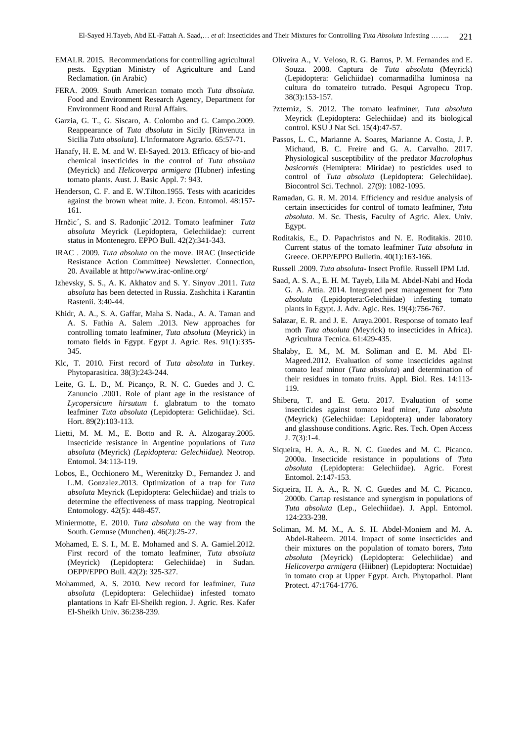EMALR. 2015. Recommendations for controlling agricultural pests. Egyptian Ministry of Agriculture and Land Reclamation. (in Arabic)

FERA. 2009. South American tomato moth *Tuta dbsoluta.* Food and Environment Research Agency, Department for Environment Rood and Rural Affairs.

Garzia, G. T., G. Siscaro, A. Colombo and G. Campo.2009. Reappearance of *Tuta dbsoluta* in Sicily [Rinvenuta in Sicilia *Tuta absoluta*]. L'lnformatore Agrario. 65:57-71.

Hanafy, H. E. M. and W. El-Sayed. 2013. Efficacy of bio-and chemical insecticides in the control of *Tuta absoluta* (Meyrick) and *Helicoverpa armigera* (Hubner) infesting tomato plants. Aust. J. Basic Appl. 7: 943.

Henderson, C. F. and E. W.Tilton.1955. Tests with acaricides against the brown wheat mite. J. Econ. Entomol. 48:157-161.

Hrnčic´, S. and S. Radonjic´.2012. Tomato leafminer *Tuta absoluta* Meyrick (Lepidoptera, Gelechiidae): current status in Montenegro. EPPO Bull. 42(2):341-343.

IRAC . 2009. *Tuta absoluta* on the move. IRAC (Insecticide Resistance Action Committee) Newsletter. Connection, 20. Available at http://www.irac-online.org/

Izhevsky, S. S., A. K. Akhatov and S. Y. Sinyov .2011. *Tuta absoluta* has been detected in Russia. Zashchita i Karantin Rastenii. 3:40-44.

Khidr, A. A., S. A. Gaffar, Maha S. Nada., A. A. Taman and A. S. Fathia A. Salem .2013. New approaches for controlling tomato leafminer, *Tuta absoluta* (Meyrick) in tomato fields in Egypt. Egypt J. Agric. Res. 91(1):335-345.

Klc, T. 2010. First record of *Tuta absoluta* in Turkey. Phytoparasitica. 38(3):243-244.

Leite, G. L. D., M. Picanço, R. N. C. Guedes and J. C. Zanuncio .2001. Role of plant age in the resistance of *Lycopersicum hirsutum* f. glabratum to the tomato leafminer *Tuta absoluta* (Lepidoptera: Gelichiidae). Sci. Hort. 89(2):103-113.

Lietti, M. M. M., E. Botto and R. A. Alzogaray.2005. Insecticide resistance in Argentine populations of *Tuta absoluta* (Meyrick) *(Lepidoptera: Gelechiidae).* Neotrop. Entomol. 34:113-119.

Lobos, E., Occhionero M., Werenitzky D., Fernandez J. and L.M. Gonzalez.2013. Optimization of a trap for *Tuta absoluta* Meyrick (Lepidoptera: Gelechiidae) and trials to determine the effectiveness of mass trapping. Neotropical Entomology. 42(5): 448-457.

Miniermotte, E. 2010. *Tuta absoluta* on the way from the South. Gemuse (Munchen). 46(2):25-27.

Mohamed, E. S. I., M. E. Mohamed and S. A. Gamiel.2012. First record of the tomato leafminer, *Tuta absoluta* (Meyrick) (Lepidoptera: Gelechiidae) in Sudan. OEPP/EPPO Bull. 42(2): 325-327.

Mohammed, A. S. 2010. New record for leafminer, *Tuta absoluta* (Lepidoptera: Gelechiidae) infested tomato plantations in Kafr El-Sheikh region. J. Agric. Res. Kafer El-Sheikh Univ. 36:238-239.

Oliveira A., V. Veloso, R. G. Barros, P. M. Fernandes and E. Souza. 2008. Captura de *Tuta absoluta* (Meyrick) (Lepidoptera: Gelichiidae) comarmadilha luminosa na cultura do tomateiro tutrado. Pesqui Agropecu Trop. 38(3):153-157.

?ztemiz, S. 2012. The tomato leafminer, *Tuta absoluta* Meyrick (Lepidoptera: Gelechiidae) and its biological control. KSU J Nat Sci. 15(4):47-57.

Passos, L. C., Marianne A. Soares, Marianne A. Costa, J. P. Michaud, B. C. Freire and G. A. Carvalho. 2017. Physiological susceptibility of the predator *Macrolophus basicornis* (Hemiptera: Miridae) to pesticides used to control of *Tuta absoluta* (Lepidoptera: Gelechiidae). Biocontrol Sci. Technol. 27(9): 1082-1095.

Ramadan, G. R. M. 2014. Efficiency and residue analysis of certain insecticides for control of tomato leafminer, *Tuta absoluta*. M. Sc. Thesis, Faculty of Agric. Alex. Univ. Egypt.

Roditakis, E., D. Papachristos and N. E. Roditakis. 2010. Current status of the tomato leafminer *Tuta absoluta* in Greece. OEPP/EPPO Bulletin. 40(1):163-166.

Russell .2009. *Tuta absoluta*- Insect Profile. Russell IPM Ltd.

Saad, A. S. A., E. H. M. Tayeb, Lila M. Abdel-Nabi and Hoda G. A. Attia. 2014. Integrated pest management for *Tuta absoluta* (Lepidoptera:Gelechiidae) infesting tomato plants in Egypt. J. Adv. Agic. Res. 19(4):756-767.

Salazar, E. R. and J. E. Araya.2001. Response of tomato leaf moth *Tuta absoluta* (Meyrick) to insecticides in Africa). Agricultura Tecnica. 61:429-435.

Shalaby, E. M., M. M. Soliman and E. M. Abd El-Mageed.2012. Evaluation of some insecticides against tomato leaf minor (*Tuta absoluta*) and determination of their residues in tomato fruits. Appl. Biol. Res. 14:113-119.

Shiberu, T. and E. Getu. 2017. Evaluation of some insecticides against tomato leaf miner, *Tuta absoluta* (Meyrick) (Gelechiidae: Lepidoptera) under laboratory and glasshouse conditions. Agric. Res. Tech. Open Access J. 7(3):1-4.

Siqueira, H. A. A., R. N. C. Guedes and M. C. Picanco. 2000a. Insecticide resistance in populations of *Tuta absoluta* (Lepidoptera: Gelechiidae). Agric. Forest Entomol. 2:147-153.

Siqueira, H. A. A., R. N. C. Guedes and M. C. Picanco. 2000b. Cartap resistance and synergism in populations of *Tuta absoluta* (Lep., Gelechiidae). J. Appl. Entomol. 124:233-238.

Soliman, M. M. M., A. S. H. Abdel-Moniem and M. A. Abdel-Raheem. 2014. Impact of some insecticides and their mixtures on the population of tomato borers, *Tuta absoluta* (Meyrick) (Lepidoptera: Gelechiidae) and *Helicoverpa armigera* (Hiibner) (Lepidoptera: Noctuidae) in tomato crop at Upper Egypt. Arch. Phytopathol. Plant Protect. 47:1764-1776.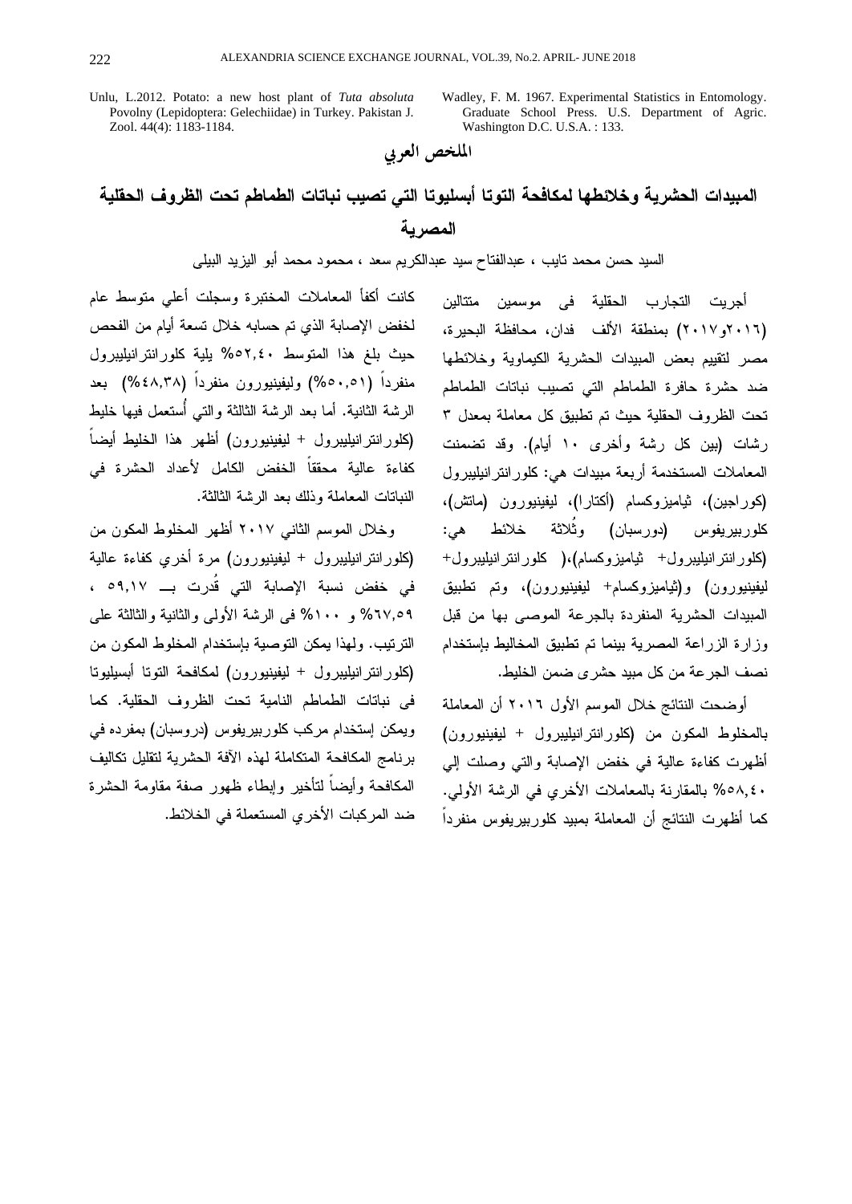Unlu, L.2012. Potato: a new host plant of *Tuta absoluta* Povolny (Lepidoptera: Gelechiidae) in Turkey. Pakistan J. Zool. 44(4): 1183-1184.

Wadley, F. M. 1967. Experimental Statistics in Entomology. Graduate School Press. U.S. Department of Agric. Washington D.C. U.S.A. : 133.

## الملخص العربي

# المبيدات الحشرية وخلائطها لمكافحة التوتا أبسليوتا التي تصيب نباتات الطماطم تحت الظروف الحقلية المصرية

السيد حسن محمد تايب ، عبدالفتاح سيد عبدالكريم سعد ، محمود محمد أبو اليزيد البيلى

أجريت التجارب الحقلية فى موسمين متتالين (٢٠١٦و٢٠١٧) بمنطقة الألف فدان، محافظة البحيرة، مصر لتقييم بعض المبيدات الحشرية الكيماوية وخلائطها ضد حشرة حافرة الطماطم التي تصيب نباتات الطماطم تحت الظروف الحقلية حيث تم تطبيق كل معاملة بمعدل ٣ رشات (بين كل رشة وأخرى ١٠ أيام). وقد تضمنت المعاملات المستخدمة أربعة مبيدات هي: كلورانترانيليبرول (كوراجين)، ثياميزوكسام (أكتارا)، ليفينيورون (ماتش)، كلوربيريفوس (دورسبان) وثُلاثة خلائط هي: (كلورانترانيليبرول+ ثياميزوكسام)،( كلورانترانيليبرول+ ليفينيورون) و(ثياميزوكسام+ ليفينيورون)، وتم تطبيق المبيدات الحشرية المنفردة بالجرعة الموصى بها من قبل وزارة الزراعة المصرية بينما تم تطبيق المخاليط بإستخدام نصف الجرعة من كل مبيد حشرى ضمن الخليط.

أوضحت النتائج خلال الموسم الأول ٢٠١٦ أن المعاملة بالمخلوط المكون من (كلورانترانيليبرول + ليفينيورون) أظهرت كفاءة عالية في خفض الإصابة والتي وصلت إلي ٥٨,٤٠% بالمقارنة بالمعاملات الأخري في الرشة الأولي. كما أظهرت النتائج أن المعاملة بمبيد كلوربيريفوس منفرداً كانت أكفأ المعاملات المختبرة وسجلت أعلي متوسط عام لخفض الإصابة الذي تم حسابه خلال تسعة أيام من الفحص حيث بلغ هذا المتوسط ٥٢,٤٠% يلية كلورانترانيليبرول منفرداً (٥٠,٥١%) وليفينيورون منفرداً (٤٨,٣٨%) بعد الرشة الثانية. أما بعد الرشة الثالثة والتي أُستعمل فيها خليط (كلورانترانيليبرول + ليفينيورون) أظهر هذا الخليط أيضاً كفاءة عالية محققاً الخفض الكامل لأعداد الحشرة في النباتات المعاملة وذلك بعد الرشة الثالثة.

وخلال الموسم الثاني ٢٠١٧ أظهر المخلوط المكون من (كلورانترانيليبرول + ليفينيورون) مرة أخري كفاءة عالية في خفض نسبة الإصابة التي قُدرت بـــ ٥٩,١٧ ، ٦٧,٥٩% و ١٠٠% فى الرشة الأولى والثانية والثالثة على الترتيب. ولهذا يمكن التوصية بإستخدام المخلوط المكون من (كلورانترانيليبرول + ليفينيورون) لمكافحة التوتا أبسليوتا فى نباتات الطماطم النامية تحت الظروف الحقلية. كما ويمكن إستخدام مركب كلوربيريفوس (دروسبان) بمفرده في برنامج المكافحة المتكاملة لهذه الآفة الحشرية لتقليل تكاليف المكافحة وأيضاً لتأخير وإبطاء ظهور صفة مقاومة الحشرة ضد المركبات الأخري المستعملة في الخلائط.